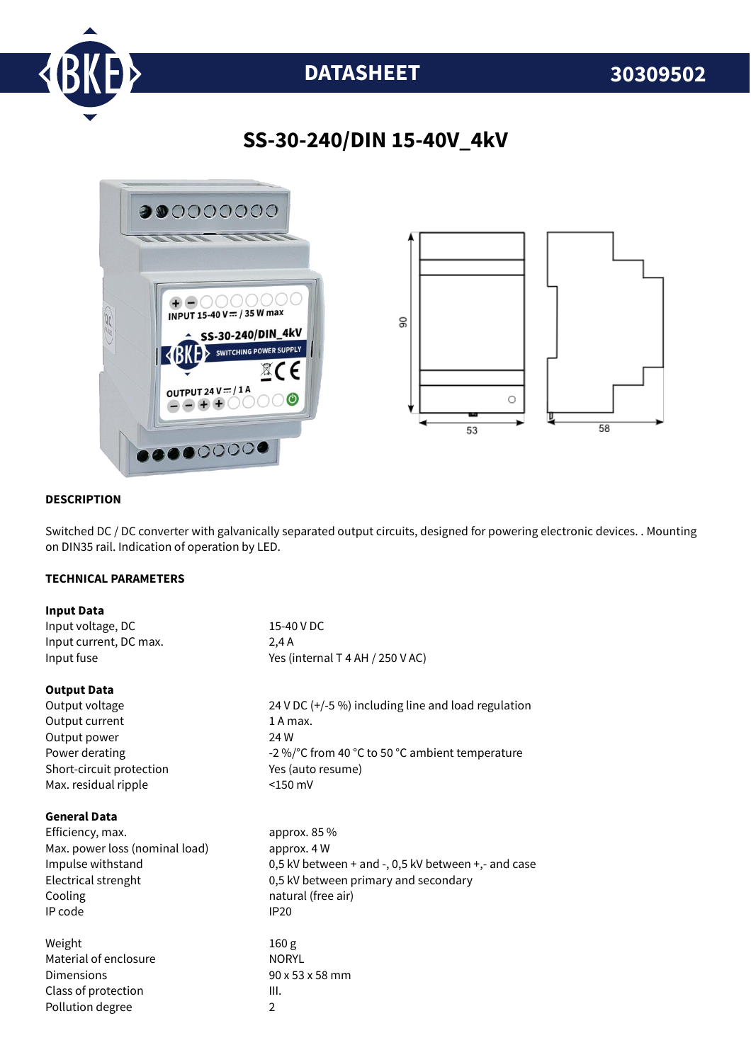# DATASHEET 30309502

## SS-30-240/DIN 15-40V_4kV

### DESCRIPTION

Switched DC / DC converter with galvanically separated output circuits, designed for powering electronic devices. . Mounting on DIN35 rail. Indication of operation by LED.

### TECHNICAL PARAMETERS

**Input Data**

| | |
|---|---|
| Input voltage, DC | 15-40 V DC |
| Input current, DC max. | 2,4 A |
| Input fuse | Yes (internal T 4 AH / 250 V AC) |

**Output Data**

| | |
|---|---|
| Output voltage | 24 V DC (+/-5 %) including line and load regulation |
| Output current | 1 A max. |
| Output power | 24 W |
| Power derating | -2 %/°C from 40 °C to 50 °C ambient temperature |
| Short-circuit protection | Yes (auto resume) |
| Max. residual ripple | <150 mV |

**General Data**

| | |
|---|---|
| Efficiency, max. | approx. 85 % |
| Max. power loss (nominal load) | approx. 4 W |
| Impulse withstand | 0,5 kV between + and -, 0,5 kV between +,- and case |
| Electrical strenght | 0,5 kV between primary and secondary |
| Cooling | natural (free air) |
| IP code | IP20 |

| | |
|---|---|
| Weight | 160 g |
| Material of enclosure | NORYL |
| Dimensions | 90 x 53 x 58 mm |
| Class of protection | III. |
| Pollution degree | 2 |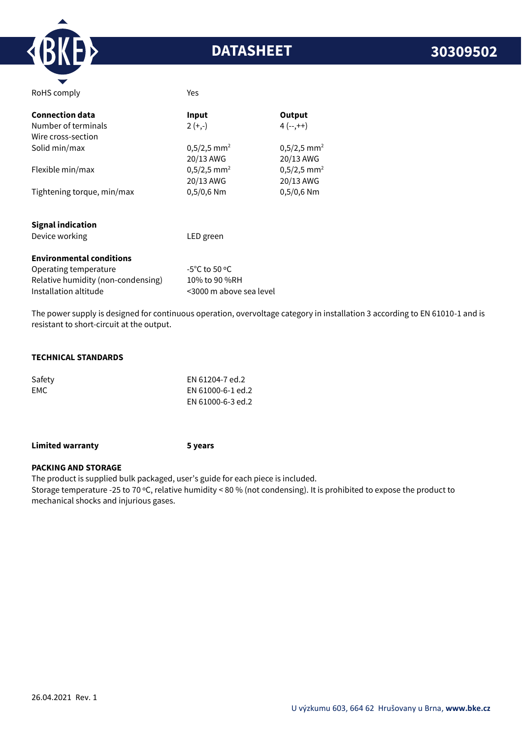| | | |
|---|---|---|
| RoHS comply | Yes | |
| **Connection data** | **Input** | **Output** |
| Number of terminals | 2 (+,-) | 4 (--,++) |
| Wire cross-section | | |
| Solid min/max | 0,5/2,5 mm$^2$ | 0,5/2,5 mm$^2$ |
| | 20/13 AWG | 20/13 AWG |
| Flexible min/max | 0,5/2,5 mm$^2$ | 0,5/2,5 mm$^2$ |
| | 20/13 AWG | 20/13 AWG |
| Tightening torque, min/max | 0,5/0,6 Nm | 0,5/0,6 Nm |

| | |
|---|---|
| **Signal indication** | |
| Device working | LED green |

| | |
|---|---|
| **Environmental conditions** | |
| Operating temperature | -5°C to 50 ºC |
| Relative humidity (non-condensing) | 10% to 90 %RH |
| Installation altitude | <3000 m above sea level |

The power supply is designed for continuous operation, overvoltage category in installation 3 according to EN 61010-1 and is resistant to short-circuit at the output.

## TECHNICAL STANDARDS

| | |
|---|---|
| Safety | EN 61204-7 ed.2 |
| EMC | EN 61000-6-1 ed.2 |
| | EN 61000-6-3 ed.2 |

**Limited warranty** **5 years**

## PACKING AND STORAGE

The product is supplied bulk packaged, user's guide for each piece is included.
Storage temperature -25 to 70 ºC, relative humidity < 80 % (not condensing). It is prohibited to expose the product to mechanical shocks and injurious gases.

26.04.2021 Rev. 1

U výzkumu 603, 664 62 Hrušovany u Brna, **www.bke.cz**